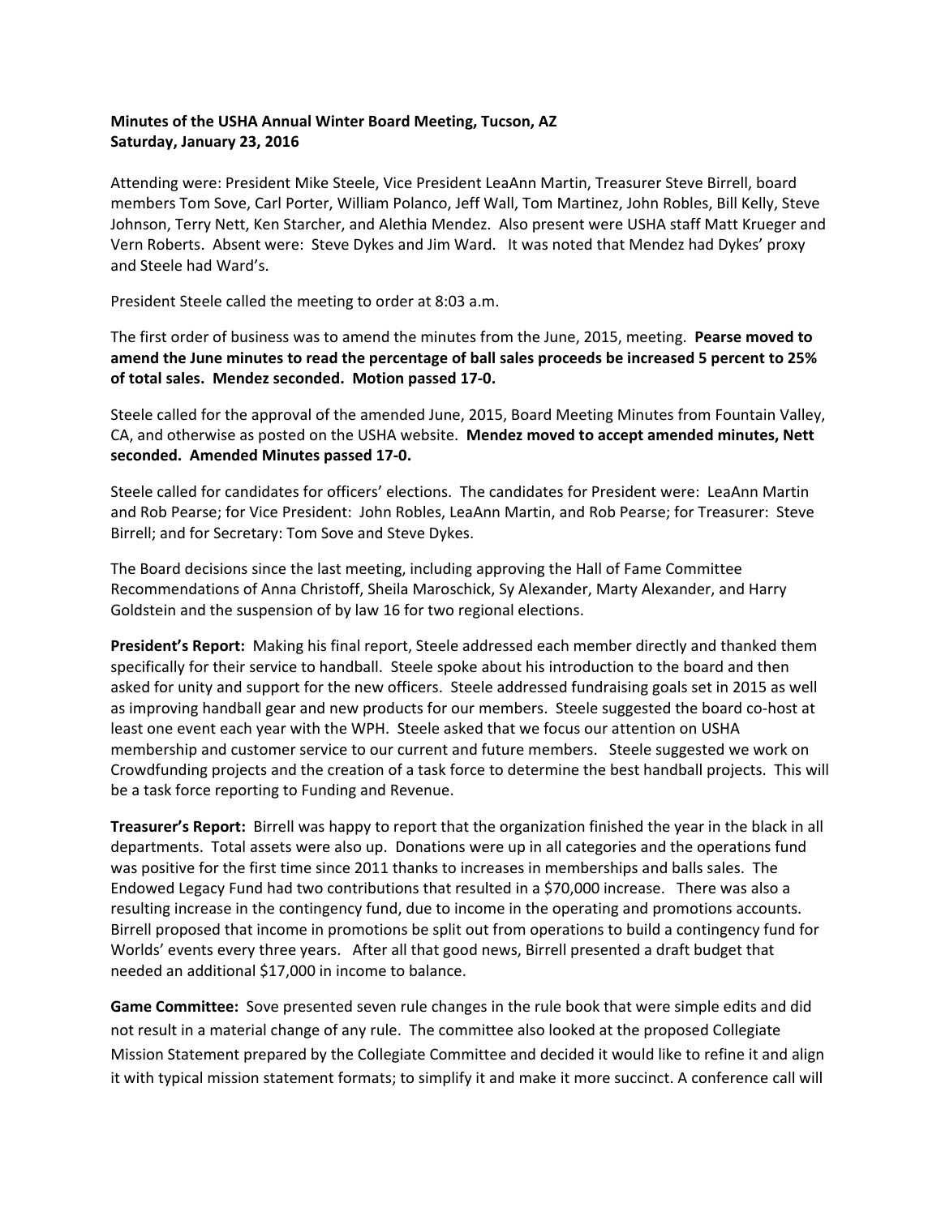**Minutes of the USHA Annual Winter Board Meeting, Tucson, AZ**
**Saturday, January 23, 2016**

Attending were: President Mike Steele, Vice President LeaAnn Martin, Treasurer Steve Birrell, board members Tom Sove, Carl Porter, William Polanco, Jeff Wall, Tom Martinez, John Robles, Bill Kelly, Steve Johnson, Terry Nett, Ken Starcher, and Alethia Mendez. Also present were USHA staff Matt Krueger and Vern Roberts. Absent were: Steve Dykes and Jim Ward. It was noted that Mendez had Dykes' proxy and Steele had Ward's.

President Steele called the meeting to order at 8:03 a.m.

The first order of business was to amend the minutes from the June, 2015, meeting. **Pearse moved to amend the June minutes to read the percentage of ball sales proceeds be increased 5 percent to 25% of total sales. Mendez seconded. Motion passed 17-0.**

Steele called for the approval of the amended June, 2015, Board Meeting Minutes from Fountain Valley, CA, and otherwise as posted on the USHA website. **Mendez moved to accept amended minutes, Nett seconded. Amended Minutes passed 17-0.**

Steele called for candidates for officers' elections. The candidates for President were: LeaAnn Martin and Rob Pearse; for Vice President: John Robles, LeaAnn Martin, and Rob Pearse; for Treasurer: Steve Birrell; and for Secretary: Tom Sove and Steve Dykes.

The Board decisions since the last meeting, including approving the Hall of Fame Committee Recommendations of Anna Christoff, Sheila Maroschick, Sy Alexander, Marty Alexander, and Harry Goldstein and the suspension of by law 16 for two regional elections.

**President's Report:** Making his final report, Steele addressed each member directly and thanked them specifically for their service to handball. Steele spoke about his introduction to the board and then asked for unity and support for the new officers. Steele addressed fundraising goals set in 2015 as well as improving handball gear and new products for our members. Steele suggested the board co-host at least one event each year with the WPH. Steele asked that we focus our attention on USHA membership and customer service to our current and future members. Steele suggested we work on Crowdfunding projects and the creation of a task force to determine the best handball projects. This will be a task force reporting to Funding and Revenue.

**Treasurer's Report:** Birrell was happy to report that the organization finished the year in the black in all departments. Total assets were also up. Donations were up in all categories and the operations fund was positive for the first time since 2011 thanks to increases in memberships and balls sales. The Endowed Legacy Fund had two contributions that resulted in a $70,000 increase. There was also a resulting increase in the contingency fund, due to income in the operating and promotions accounts. Birrell proposed that income in promotions be split out from operations to build a contingency fund for Worlds' events every three years. After all that good news, Birrell presented a draft budget that needed an additional $17,000 in income to balance.

**Game Committee:** Sove presented seven rule changes in the rule book that were simple edits and did not result in a material change of any rule. The committee also looked at the proposed Collegiate Mission Statement prepared by the Collegiate Committee and decided it would like to refine it and align it with typical mission statement formats; to simplify it and make it more succinct. A conference call will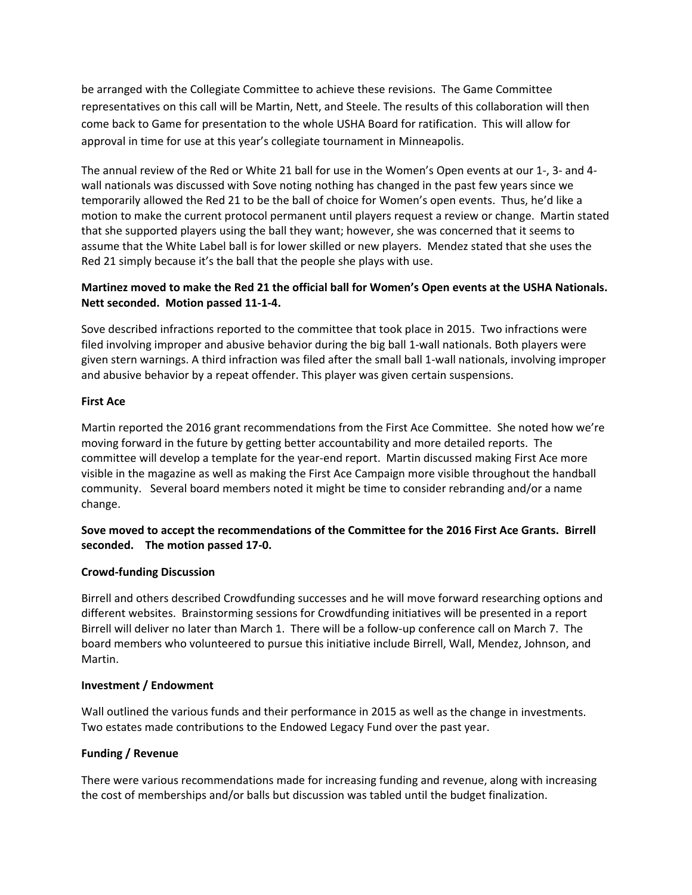be arranged with the Collegiate Committee to achieve these revisions. The Game Committee representatives on this call will be Martin, Nett, and Steele. The results of this collaboration will then come back to Game for presentation to the whole USHA Board for ratification. This will allow for approval in time for use at this year's collegiate tournament in Minneapolis.

The annual review of the Red or White 21 ball for use in the Women's Open events at our 1-, 3- and 4-wall nationals was discussed with Sove noting nothing has changed in the past few years since we temporarily allowed the Red 21 to be the ball of choice for Women's open events. Thus, he'd like a motion to make the current protocol permanent until players request a review or change. Martin stated that she supported players using the ball they want; however, she was concerned that it seems to assume that the White Label ball is for lower skilled or new players. Mendez stated that she uses the Red 21 simply because it's the ball that the people she plays with use.

**Martinez moved to make the Red 21 the official ball for Women's Open events at the USHA Nationals. Nett seconded. Motion passed 11-1-4.**

Sove described infractions reported to the committee that took place in 2015. Two infractions were filed involving improper and abusive behavior during the big ball 1-wall nationals. Both players were given stern warnings. A third infraction was filed after the small ball 1-wall nationals, involving improper and abusive behavior by a repeat offender. This player was given certain suspensions.

**First Ace**

Martin reported the 2016 grant recommendations from the First Ace Committee. She noted how we're moving forward in the future by getting better accountability and more detailed reports. The committee will develop a template for the year-end report. Martin discussed making First Ace more visible in the magazine as well as making the First Ace Campaign more visible throughout the handball community. Several board members noted it might be time to consider rebranding and/or a name change.

**Sove moved to accept the recommendations of the Committee for the 2016 First Ace Grants. Birrell seconded. The motion passed 17-0.**

**Crowd-funding Discussion**

Birrell and others described Crowdfunding successes and he will move forward researching options and different websites. Brainstorming sessions for Crowdfunding initiatives will be presented in a report Birrell will deliver no later than March 1. There will be a follow-up conference call on March 7. The board members who volunteered to pursue this initiative include Birrell, Wall, Mendez, Johnson, and Martin.

**Investment / Endowment**

Wall outlined the various funds and their performance in 2015 as well as the change in investments. Two estates made contributions to the Endowed Legacy Fund over the past year.

**Funding / Revenue**

There were various recommendations made for increasing funding and revenue, along with increasing the cost of memberships and/or balls but discussion was tabled until the budget finalization.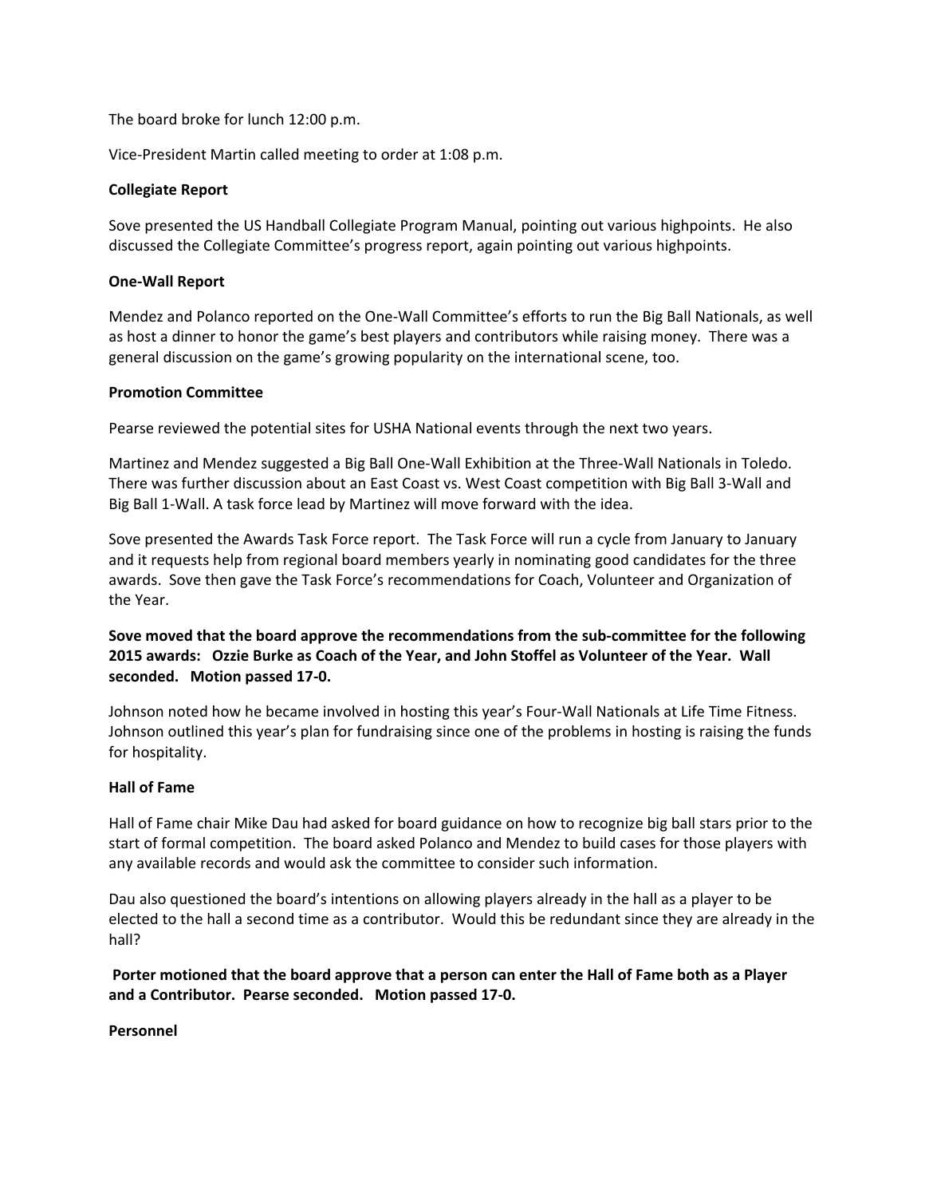The board broke for lunch 12:00 p.m.

Vice-President Martin called meeting to order at 1:08 p.m.

**Collegiate Report**

Sove presented the US Handball Collegiate Program Manual, pointing out various highpoints. He also discussed the Collegiate Committee's progress report, again pointing out various highpoints.

**One-Wall Report**

Mendez and Polanco reported on the One-Wall Committee's efforts to run the Big Ball Nationals, as well as host a dinner to honor the game's best players and contributors while raising money. There was a general discussion on the game's growing popularity on the international scene, too.

**Promotion Committee**

Pearse reviewed the potential sites for USHA National events through the next two years.

Martinez and Mendez suggested a Big Ball One-Wall Exhibition at the Three-Wall Nationals in Toledo. There was further discussion about an East Coast vs. West Coast competition with Big Ball 3-Wall and Big Ball 1-Wall. A task force lead by Martinez will move forward with the idea.

Sove presented the Awards Task Force report. The Task Force will run a cycle from January to January and it requests help from regional board members yearly in nominating good candidates for the three awards. Sove then gave the Task Force's recommendations for Coach, Volunteer and Organization of the Year.

**Sove moved that the board approve the recommendations from the sub-committee for the following 2015 awards: Ozzie Burke as Coach of the Year, and John Stoffel as Volunteer of the Year. Wall seconded. Motion passed 17-0.**

Johnson noted how he became involved in hosting this year's Four-Wall Nationals at Life Time Fitness. Johnson outlined this year's plan for fundraising since one of the problems in hosting is raising the funds for hospitality.

**Hall of Fame**

Hall of Fame chair Mike Dau had asked for board guidance on how to recognize big ball stars prior to the start of formal competition. The board asked Polanco and Mendez to build cases for those players with any available records and would ask the committee to consider such information.

Dau also questioned the board's intentions on allowing players already in the hall as a player to be elected to the hall a second time as a contributor. Would this be redundant since they are already in the hall?

**Porter motioned that the board approve that a person can enter the Hall of Fame both as a Player and a Contributor. Pearse seconded. Motion passed 17-0.**

**Personnel**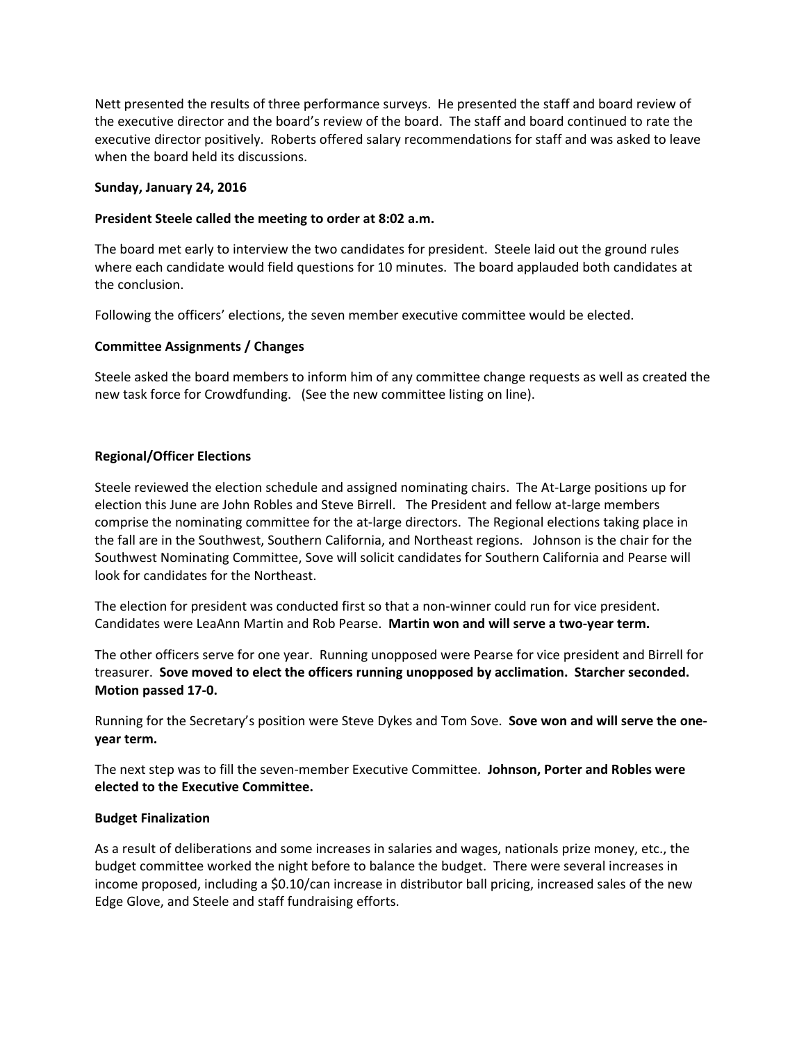Nett presented the results of three performance surveys. He presented the staff and board review of the executive director and the board's review of the board. The staff and board continued to rate the executive director positively. Roberts offered salary recommendations for staff and was asked to leave when the board held its discussions.

**Sunday, January 24, 2016**

**President Steele called the meeting to order at 8:02 a.m.**

The board met early to interview the two candidates for president. Steele laid out the ground rules where each candidate would field questions for 10 minutes. The board applauded both candidates at the conclusion.

Following the officers' elections, the seven member executive committee would be elected.

**Committee Assignments / Changes**

Steele asked the board members to inform him of any committee change requests as well as created the new task force for Crowdfunding. (See the new committee listing on line).

**Regional/Officer Elections**

Steele reviewed the election schedule and assigned nominating chairs. The At-Large positions up for election this June are John Robles and Steve Birrell. The President and fellow at-large members comprise the nominating committee for the at-large directors. The Regional elections taking place in the fall are in the Southwest, Southern California, and Northeast regions. Johnson is the chair for the Southwest Nominating Committee, Sove will solicit candidates for Southern California and Pearse will look for candidates for the Northeast.

The election for president was conducted first so that a non-winner could run for vice president. Candidates were LeaAnn Martin and Rob Pearse. **Martin won and will serve a two-year term.**

The other officers serve for one year. Running unopposed were Pearse for vice president and Birrell for treasurer. **Sove moved to elect the officers running unopposed by acclimation. Starcher seconded. Motion passed 17-0.**

Running for the Secretary's position were Steve Dykes and Tom Sove. **Sove won and will serve the one-year term.**

The next step was to fill the seven-member Executive Committee. **Johnson, Porter and Robles were elected to the Executive Committee.**

**Budget Finalization**

As a result of deliberations and some increases in salaries and wages, nationals prize money, etc., the budget committee worked the night before to balance the budget. There were several increases in income proposed, including a $0.10/can increase in distributor ball pricing, increased sales of the new Edge Glove, and Steele and staff fundraising efforts.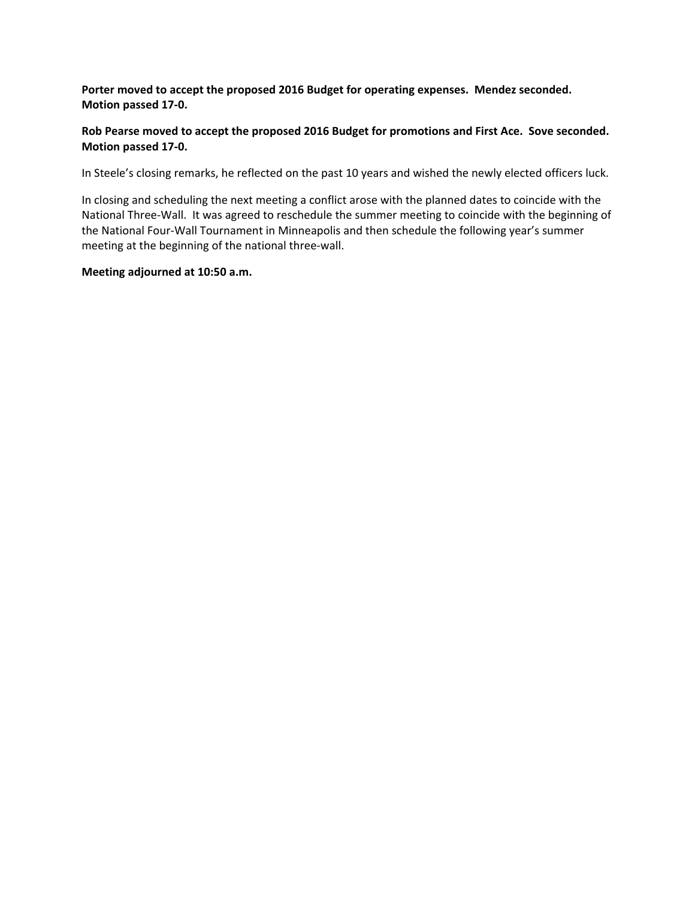**Porter moved to accept the proposed 2016 Budget for operating expenses. Mendez seconded. Motion passed 17-0.**

**Rob Pearse moved to accept the proposed 2016 Budget for promotions and First Ace. Sove seconded. Motion passed 17-0.**

In Steele's closing remarks, he reflected on the past 10 years and wished the newly elected officers luck.

In closing and scheduling the next meeting a conflict arose with the planned dates to coincide with the National Three-Wall. It was agreed to reschedule the summer meeting to coincide with the beginning of the National Four-Wall Tournament in Minneapolis and then schedule the following year's summer meeting at the beginning of the national three-wall.

**Meeting adjourned at 10:50 a.m.**